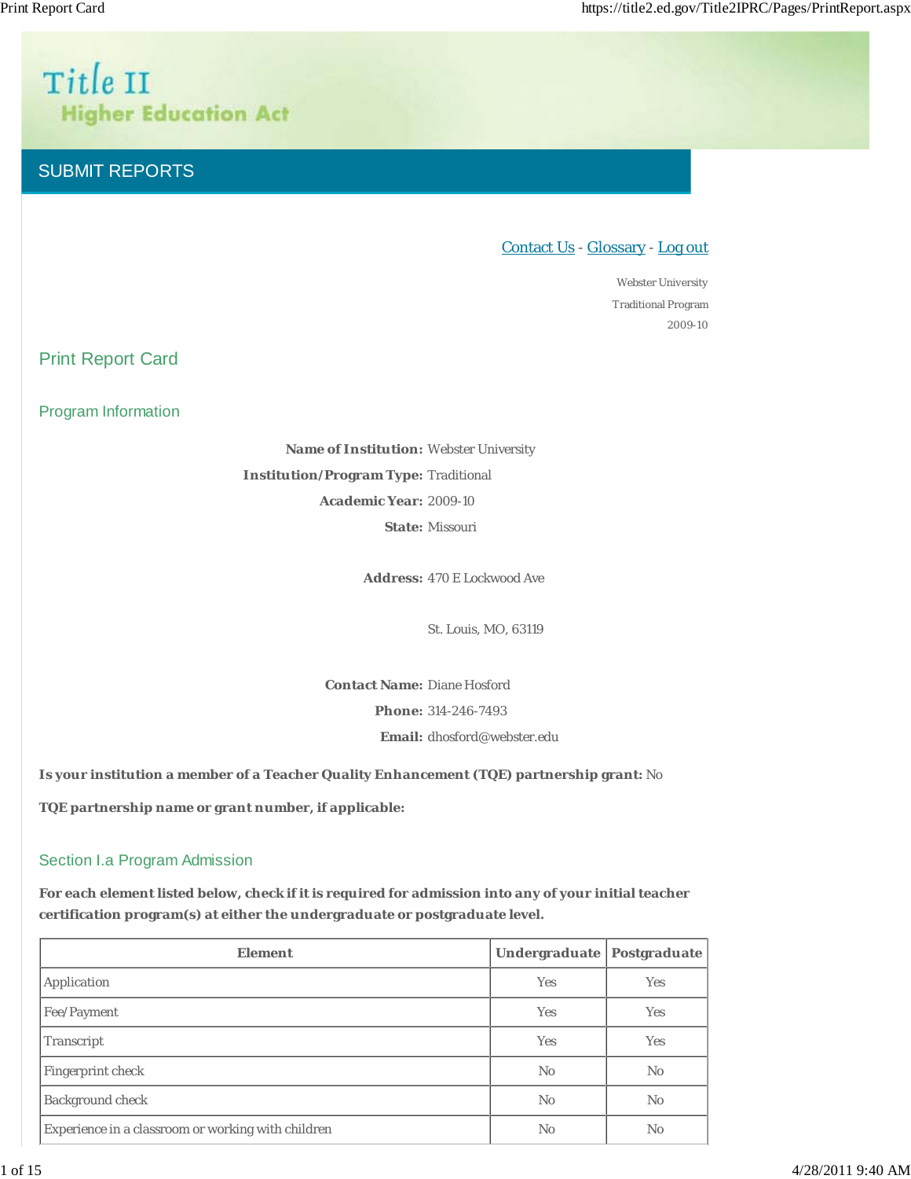Title II

Higher Education Act

SUBMIT REPORTS

Contact Us - Glossary - Log out

Webster University
Traditional Program
2009-10

## Print Report Card

### Program Information

**Name of Institution:** Webster University

**Institution/Program Type:** Traditional

**Academic Year:** 2009-10

**State:** Missouri

**Address:** 470 E Lockwood Ave

St. Louis, MO, 63119

**Contact Name:** Diane Hosford

**Phone:** 314-246-7493

**Email:** dhosford@webster.edu

**Is your institution a member of a Teacher Quality Enhancement (TQE) partnership grant:** No

**TQE partnership name or grant number, if applicable:**

### Section I.a Program Admission

**For each element listed below, check if it is required for admission into any of your initial teacher certification program(s) at either the undergraduate or postgraduate level.**

| Element | Undergraduate | Postgraduate |
|---|---|---|
| Application | Yes | Yes |
| Fee/Payment | Yes | Yes |
| Transcript | Yes | Yes |
| Fingerprint check | No | No |
| Background check | No | No |
| Experience in a classroom or working with children | No | No |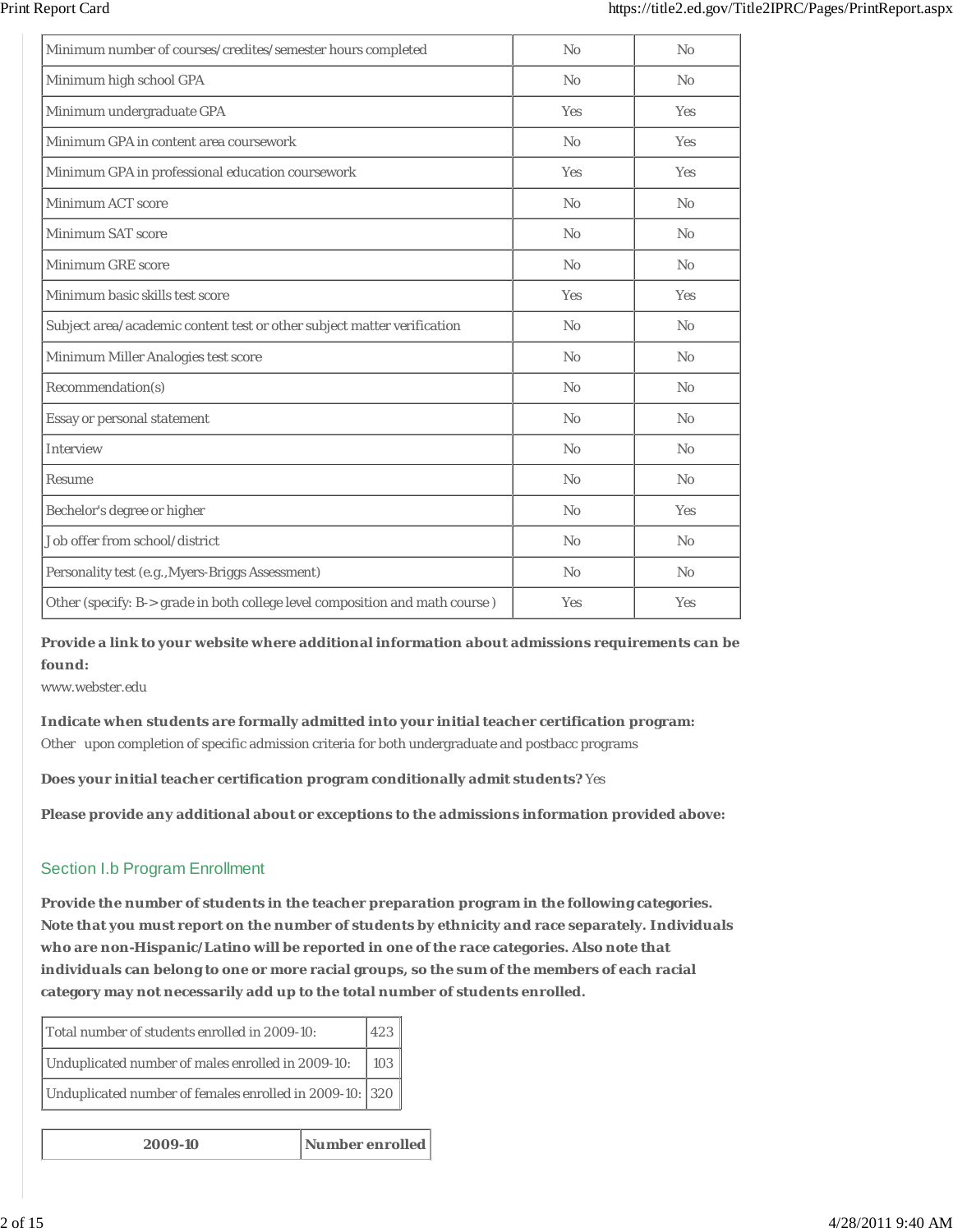| | | |
|---|---|---|
| Minimum number of courses/credites/semester hours completed | No | No |
| Minimum high school GPA | No | No |
| Minimum undergraduate GPA | Yes | Yes |
| Minimum GPA in content area coursework | No | Yes |
| Minimum GPA in professional education coursework | Yes | Yes |
| Minimum ACT score | No | No |
| Minimum SAT score | No | No |
| Minimum GRE score | No | No |
| Minimum basic skills test score | Yes | Yes |
| Subject area/academic content test or other subject matter verification | No | No |
| Minimum Miller Analogies test score | No | No |
| Recommendation(s) | No | No |
| Essay or personal statement | No | No |
| Interview | No | No |
| Resume | No | No |
| Bechelor's degree or higher | No | Yes |
| Job offer from school/district | No | No |
| Personality test (e.g.,Myers-Briggs Assessment) | No | No |
| Other (specify: B-> grade in both college level composition and math course ) | Yes | Yes |

**Provide a link to your website where additional information about admissions requirements can be found:**

www.webster.edu

**Indicate when students are formally admitted into your initial teacher certification program:**

Other upon completion of specific admission criteria for both undergraduate and postbacc programs

**Does your initial teacher certification program conditionally admit students?** Yes

**Please provide any additional about or exceptions to the admissions information provided above:**

## Section I.b Program Enrollment

**Provide the number of students in the teacher preparation program in the following categories. Note that you must report on the number of students by ethnicity and race separately. Individuals who are non-Hispanic/Latino will be reported in one of the race categories. Also note that individuals can belong to one or more racial groups, so the sum of the members of each racial category may not necessarily add up to the total number of students enrolled.**

| | |
|---|---|
| Total number of students enrolled in 2009-10: | 423 |
| Unduplicated number of males enrolled in 2009-10: | 103 |
| Unduplicated number of females enrolled in 2009-10: | 320 |

| 2009-10 | Number enrolled |
|---|---|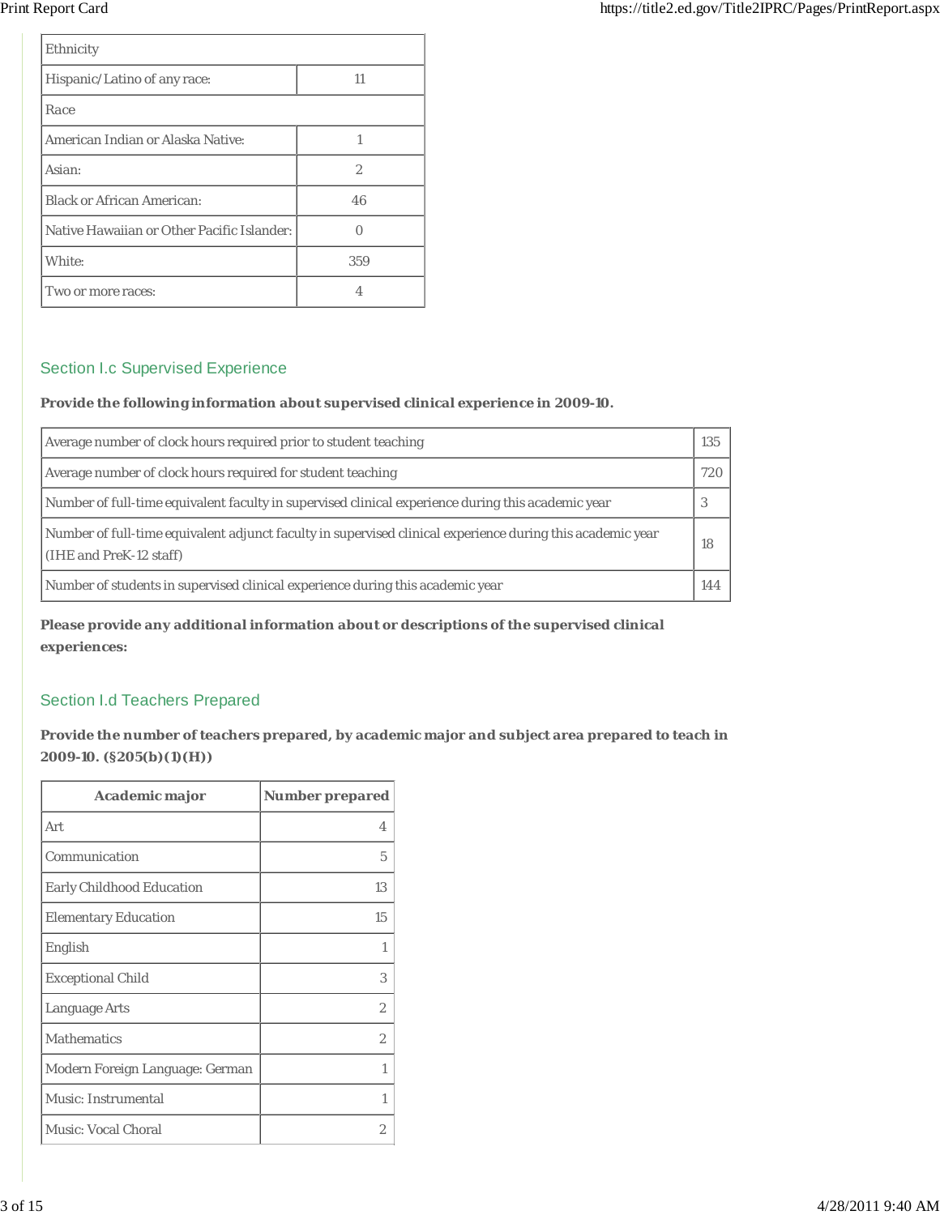| Ethnicity | |
|---|---|
| Hispanic/Latino of any race: | 11 |
| Race | |
| American Indian or Alaska Native: | 1 |
| Asian: | 2 |
| Black or African American: | 46 |
| Native Hawaiian or Other Pacific Islander: | 0 |
| White: | 359 |
| Two or more races: | 4 |

## Section I.c Supervised Experience

**Provide the following information about supervised clinical experience in 2009-10.**

| | |
|---|---|
| Average number of clock hours required prior to student teaching | 135 |
| Average number of clock hours required for student teaching | 720 |
| Number of full-time equivalent faculty in supervised clinical experience during this academic year | 3 |
| Number of full-time equivalent adjunct faculty in supervised clinical experience during this academic year (IHE and PreK-12 staff) | 18 |
| Number of students in supervised clinical experience during this academic year | 144 |

**Please provide any additional information about or descriptions of the supervised clinical experiences:**

## Section I.d Teachers Prepared

**Provide the number of teachers prepared, by academic major and subject area prepared to teach in 2009-10. (§205(b)(1)(H))**

| Academic major | Number prepared |
|---|---|
| Art | 4 |
| Communication | 5 |
| Early Childhood Education | 13 |
| Elementary Education | 15 |
| English | 1 |
| Exceptional Child | 3 |
| Language Arts | 2 |
| Mathematics | 2 |
| Modern Foreign Language: German | 1 |
| Music: Instrumental | 1 |
| Music: Vocal Choral | 2 |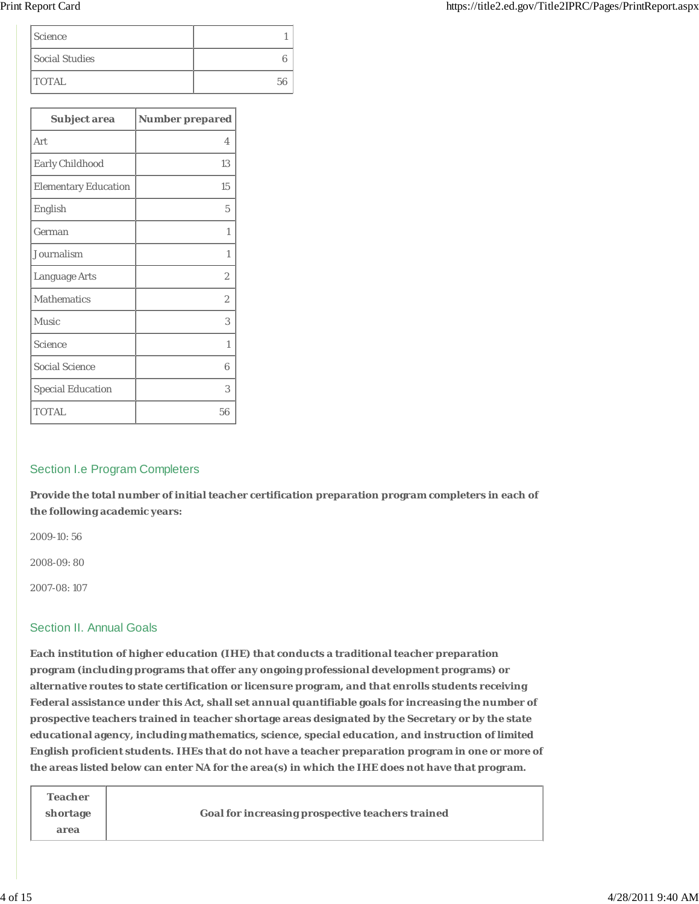| | |
|---|---|
| Science | 1 |
| Social Studies | 6 |
| TOTAL | 56 |

| Subject area | Number prepared |
|---|---|
| Art | 4 |
| Early Childhood | 13 |
| Elementary Education | 15 |
| English | 5 |
| German | 1 |
| Journalism | 1 |
| Language Arts | 2 |
| Mathematics | 2 |
| Music | 3 |
| Science | 1 |
| Social Science | 6 |
| Special Education | 3 |
| TOTAL | 56 |

## Section I.e Program Completers

**Provide the total number of initial teacher certification preparation program completers in each of the following academic years:**

2009-10: 56

2008-09: 80

2007-08: 107

## Section II. Annual Goals

**Each institution of higher education (IHE) that conducts a traditional teacher preparation program (including programs that offer any ongoing professional development programs) or alternative routes to state certification or licensure program, and that enrolls students receiving Federal assistance under this Act, shall set annual quantifiable goals for increasing the number of prospective teachers trained in teacher shortage areas designated by the Secretary or by the state educational agency, including mathematics, science, special education, and instruction of limited English proficient students. IHEs that do not have a teacher preparation program in one or more of the areas listed below can enter NA for the area(s) in which the IHE does not have that program.**

| Teacher shortage area | Goal for increasing prospective teachers trained |
|---|---|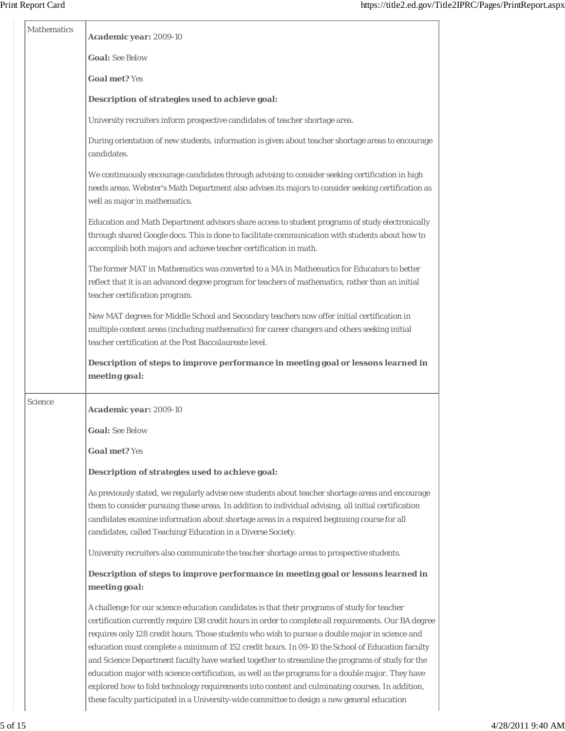| | |
|---|---|
| Mathematics | **Academic year:** 2009-10<br><br>**Goal:** See Below<br><br>**Goal met?** Yes<br><br>**Description of strategies used to achieve goal:**<br><br>University recruiters inform prospective candidates of teacher shortage area.<br><br>During orientation of new students, information is given about teacher shortage areas to encourage candidates.<br><br>We continuously encourage candidates through advising to consider seeking certification in high needs areas. Webster's Math Department also advises its majors to consider seeking certification as well as major in mathematics.<br><br>Education and Math Department advisors share access to student programs of study electronically through shared Google docs. This is done to facilitate communication with students about how to accomplish both majors and achieve teacher certification in math.<br><br>The former MAT in Mathematics was converted to a MA in Mathematics for Educators to better reflect that it is an advanced degree program for teachers of mathematics, rather than an initial teacher certification program.<br><br>New MAT degrees for Middle School and Secondary teachers now offer initial certification in multiple content areas (including mathematics) for career changers and others seeking initial teacher certification at the Post Baccalaureate level.<br><br>**Description of steps to improve performance in meeting goal or lessons learned in meeting goal:** |
| Science | **Academic year:** 2009-10<br><br>**Goal:** See Below<br><br>**Goal met?** Yes<br><br>**Description of strategies used to achieve goal:**<br><br>As previously stated, we regularly advise new students about teacher shortage areas and encourage them to consider pursuing these areas. In addition to individual advising, all initial certification candidates examine information about shortage areas in a required beginning course for all candidates, called Teaching/Education in a Diverse Society.<br><br>University recruiters also communicate the teacher shortage areas to prospective students.<br><br>**Description of steps to improve performance in meeting goal or lessons learned in meeting goal:**<br><br>A challenge for our science education candidates is that their programs of study for teacher certification currently require 138 credit hours in order to complete all requirements. Our BA degree requires only 128 credit hours. Those students who wish to pursue a double major in science and education must complete a minimum of 152 credit hours. In 09-10 the School of Education faculty and Science Department faculty have worked together to streamline the programs of study for the education major with science certification, as well as the programs for a double major. They have explored how to fold technology requirements into content and culminating courses. In addition, these faculty participated in a University-wide committee to design a new general education |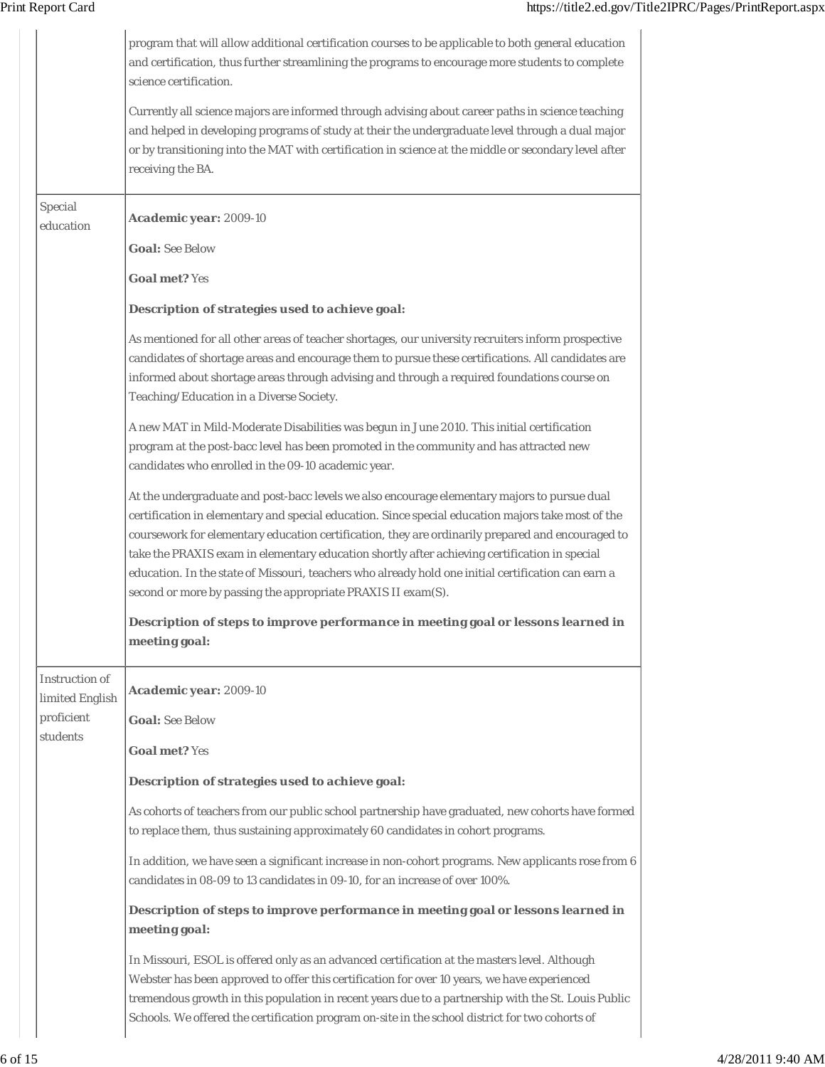| | |
|---|---|
| | program that will allow additional certification courses to be applicable to both general education and certification, thus further streamlining the programs to encourage more students to complete science certification.<br><br>Currently all science majors are informed through advising about career paths in science teaching and helped in developing programs of study at their the undergraduate level through a dual major or by transitioning into the MAT with certification in science at the middle or secondary level after receiving the BA. |
| Special education | **Academic year:** 2009-10<br><br>**Goal:** See Below<br><br>**Goal met?** Yes<br><br>**Description of strategies used to achieve goal:**<br><br>As mentioned for all other areas of teacher shortages, our university recruiters inform prospective candidates of shortage areas and encourage them to pursue these certifications. All candidates are informed about shortage areas through advising and through a required foundations course on Teaching/Education in a Diverse Society.<br><br>A new MAT in Mild-Moderate Disabilities was begun in June 2010. This initial certification program at the post-bacc level has been promoted in the community and has attracted new candidates who enrolled in the 09-10 academic year.<br><br>At the undergraduate and post-bacc levels we also encourage elementary majors to pursue dual certification in elementary and special education. Since special education majors take most of the coursework for elementary education certification, they are ordinarily prepared and encouraged to take the PRAXIS exam in elementary education shortly after achieving certification in special education. In the state of Missouri, teachers who already hold one initial certification can earn a second or more by passing the appropriate PRAXIS II exam(S).<br><br>**Description of steps to improve performance in meeting goal or lessons learned in meeting goal:** |
| Instruction of limited English proficient students | **Academic year:** 2009-10<br><br>**Goal:** See Below<br><br>**Goal met?** Yes<br><br>**Description of strategies used to achieve goal:**<br><br>As cohorts of teachers from our public school partnership have graduated, new cohorts have formed to replace them, thus sustaining approximately 60 candidates in cohort programs.<br><br>In addition, we have seen a significant increase in non-cohort programs. New applicants rose from 6 candidates in 08-09 to 13 candidates in 09-10, for an increase of over 100%.<br><br>**Description of steps to improve performance in meeting goal or lessons learned in meeting goal:**<br><br>In Missouri, ESOL is offered only as an advanced certification at the masters level. Although Webster has been approved to offer this certification for over 10 years, we have experienced tremendous growth in this population in recent years due to a partnership with the St. Louis Public Schools. We offered the certification program on-site in the school district for two cohorts of |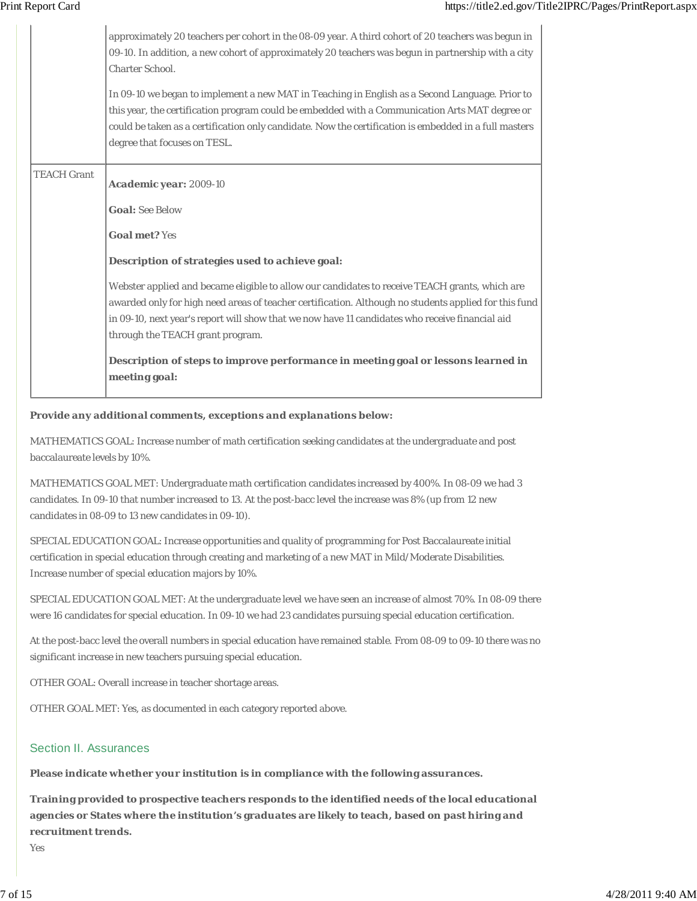| | |
|---|---|
| | approximately 20 teachers per cohort in the 08-09 year. A third cohort of 20 teachers was begun in 09-10. In addition, a new cohort of approximately 20 teachers was begun in partnership with a city Charter School.<br><br>In 09-10 we began to implement a new MAT in Teaching in English as a Second Language. Prior to this year, the certification program could be embedded with a Communication Arts MAT degree or could be taken as a certification only candidate. Now the certification is embedded in a full masters degree that focuses on TESL. |
| TEACH Grant | **Academic year:** 2009-10<br><br>**Goal:** See Below<br><br>**Goal met?** Yes<br><br>**Description of strategies used to achieve goal:**<br><br>Webster applied and became eligible to allow our candidates to receive TEACH grants, which are awarded only for high need areas of teacher certification. Although no students applied for this fund in 09-10, next year's report will show that we now have 11 candidates who receive financial aid through the TEACH grant program.<br><br>**Description of steps to improve performance in meeting goal or lessons learned in meeting goal:** |

**Provide any additional comments, exceptions and explanations below:**

MATHEMATICS GOAL: Increase number of math certification seeking candidates at the undergraduate and post baccalaureate levels by 10%.

MATHEMATICS GOAL MET: Undergraduate math certification candidates increased by 400%. In 08-09 we had 3 candidates. In 09-10 that number increased to 13. At the post-bacc level the increase was 8% (up from 12 new candidates in 08-09 to 13 new candidates in 09-10).

SPECIAL EDUCATION GOAL: Increase opportunities and quality of programming for Post Baccalaureate initial certification in special education through creating and marketing of a new MAT in Mild/Moderate Disabilities. Increase number of special education majors by 10%.

SPECIAL EDUCATION GOAL MET: At the undergraduate level we have seen an increase of almost 70%. In 08-09 there were 16 candidates for special education. In 09-10 we had 23 candidates pursuing special education certification.

At the post-bacc level the overall numbers in special education have remained stable. From 08-09 to 09-10 there was no significant increase in new teachers pursuing special education.

OTHER GOAL: Overall increase in teacher shortage areas.

OTHER GOAL MET: Yes, as documented in each category reported above.

## Section II. Assurances

**Please indicate whether your institution is in compliance with the following assurances.**

**Training provided to prospective teachers responds to the identified needs of the local educational agencies or States where the institution's graduates are likely to teach, based on past hiring and recruitment trends.**

Yes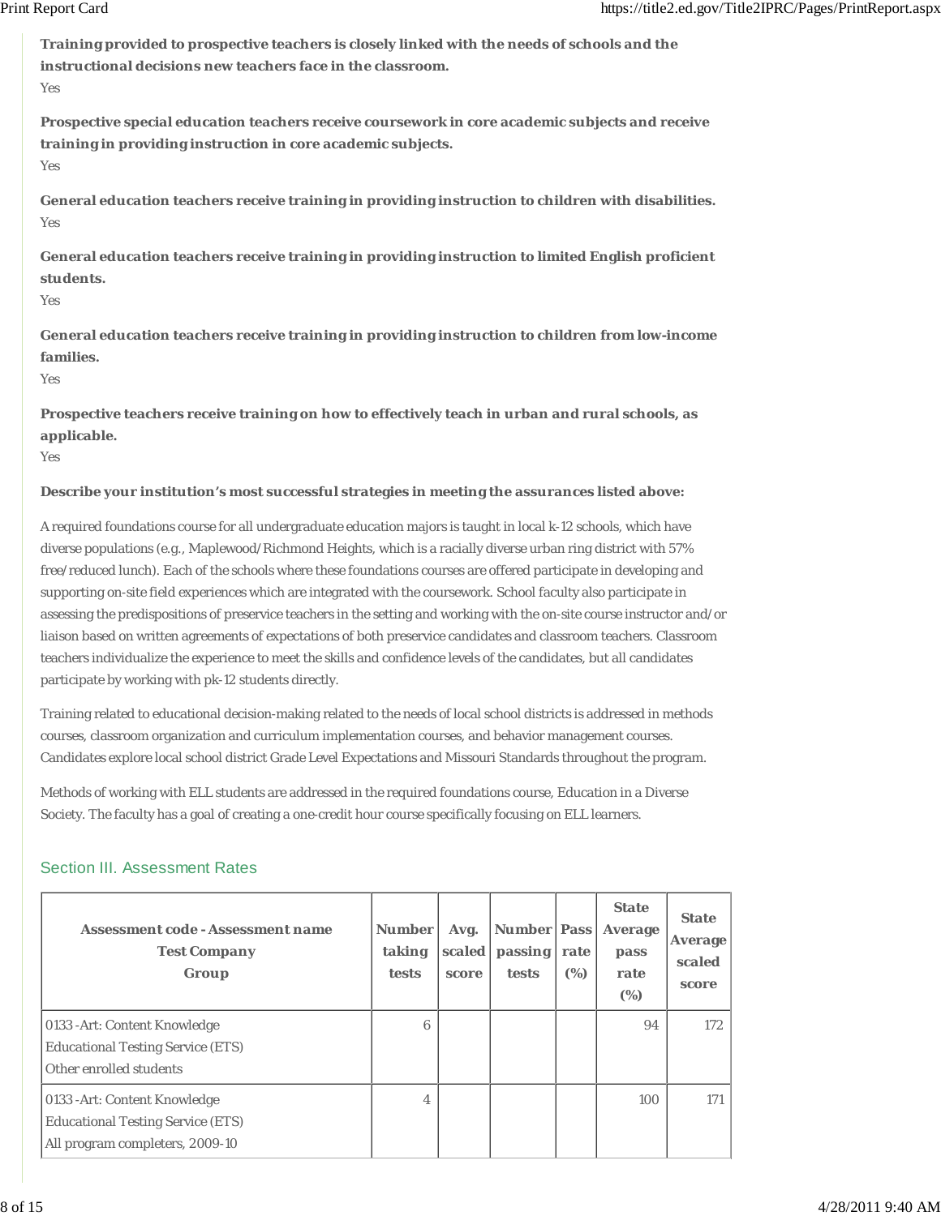**Training provided to prospective teachers is closely linked with the needs of schools and the instructional decisions new teachers face in the classroom.**

Yes

**Prospective special education teachers receive coursework in core academic subjects and receive training in providing instruction in core academic subjects.**

Yes

**General education teachers receive training in providing instruction to children with disabilities.**

Yes

**General education teachers receive training in providing instruction to limited English proficient students.**

Yes

**General education teachers receive training in providing instruction to children from low-income families.**

Yes

**Prospective teachers receive training on how to effectively teach in urban and rural schools, as applicable.**

Yes

**Describe your institution's most successful strategies in meeting the assurances listed above:**

A required foundations course for all undergraduate education majors is taught in local k-12 schools, which have diverse populations (e.g., Maplewood/Richmond Heights, which is a racially diverse urban ring district with 57% free/reduced lunch). Each of the schools where these foundations courses are offered participate in developing and supporting on-site field experiences which are integrated with the coursework. School faculty also participate in assessing the predispositions of preservice teachers in the setting and working with the on-site course instructor and/or liaison based on written agreements of expectations of both preservice candidates and classroom teachers. Classroom teachers individualize the experience to meet the skills and confidence levels of the candidates, but all candidates participate by working with pk-12 students directly.

Training related to educational decision-making related to the needs of local school districts is addressed in methods courses, classroom organization and curriculum implementation courses, and behavior management courses. Candidates explore local school district Grade Level Expectations and Missouri Standards throughout the program.

Methods of working with ELL students are addressed in the required foundations course, Education in a Diverse Society. The faculty has a goal of creating a one-credit hour course specifically focusing on ELL learners.

## Section III. Assessment Rates

| Assessment code - Assessment name<br>Test Company<br>Group | Number taking tests | Avg. scaled score | Number passing tests | Pass rate (%) | State Average pass rate (%) | State Average scaled score |
|---|---|---|---|---|---|---|
| 0133 -Art: Content Knowledge<br>Educational Testing Service (ETS)<br>Other enrolled students | 6 | | | | 94 | 172 |
| 0133 -Art: Content Knowledge<br>Educational Testing Service (ETS)<br>All program completers, 2009-10 | 4 | | | | 100 | 171 |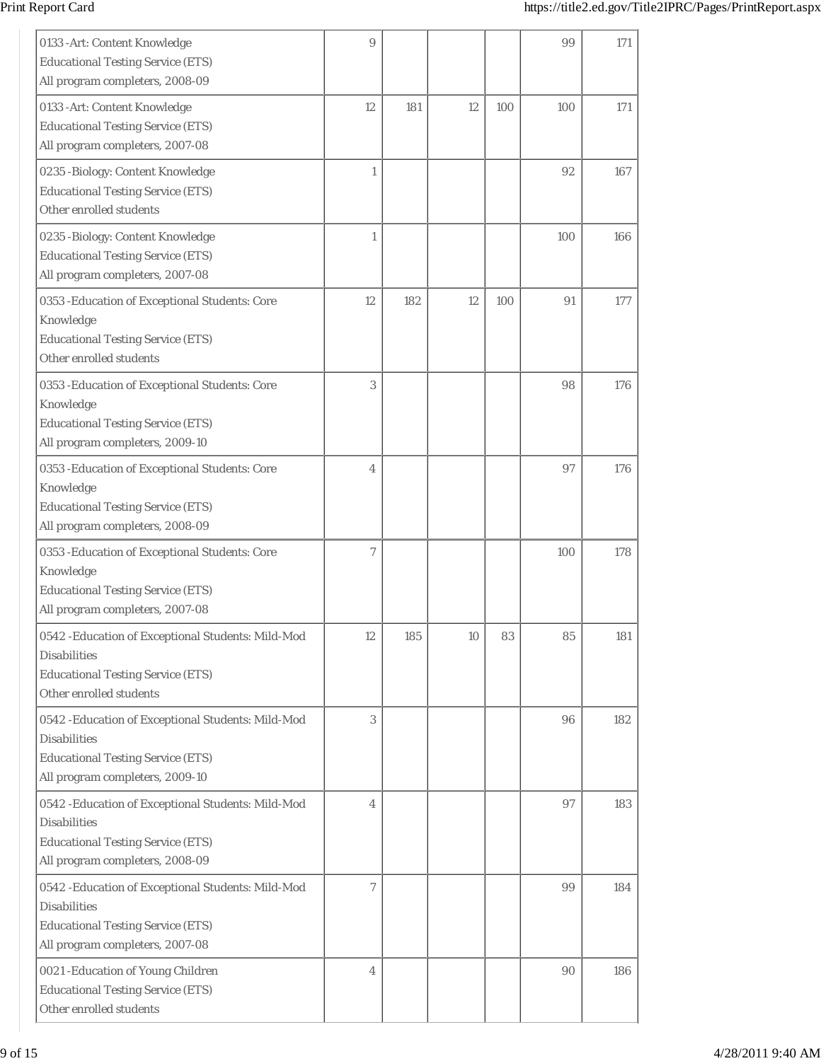| | | | | | | |
|---|---|---|---|---|---|---|
| 0133 -Art: Content Knowledge<br>Educational Testing Service (ETS)<br>All program completers, 2008-09 | 9 | | | | 99 | 171 |
| 0133 -Art: Content Knowledge<br>Educational Testing Service (ETS)<br>All program completers, 2007-08 | 12 | 181 | 12 | 100 | 100 | 171 |
| 0235 -Biology: Content Knowledge<br>Educational Testing Service (ETS)<br>Other enrolled students | 1 | | | | 92 | 167 |
| 0235 -Biology: Content Knowledge<br>Educational Testing Service (ETS)<br>All program completers, 2007-08 | 1 | | | | 100 | 166 |
| 0353 -Education of Exceptional Students: Core Knowledge<br>Educational Testing Service (ETS)<br>Other enrolled students | 12 | 182 | 12 | 100 | 91 | 177 |
| 0353 -Education of Exceptional Students: Core Knowledge<br>Educational Testing Service (ETS)<br>All program completers, 2009-10 | 3 | | | | 98 | 176 |
| 0353 -Education of Exceptional Students: Core Knowledge<br>Educational Testing Service (ETS)<br>All program completers, 2008-09 | 4 | | | | 97 | 176 |
| 0353 -Education of Exceptional Students: Core Knowledge<br>Educational Testing Service (ETS)<br>All program completers, 2007-08 | 7 | | | | 100 | 178 |
| 0542 -Education of Exceptional Students: Mild-Mod Disabilities<br>Educational Testing Service (ETS)<br>Other enrolled students | 12 | 185 | 10 | 83 | 85 | 181 |
| 0542 -Education of Exceptional Students: Mild-Mod Disabilities<br>Educational Testing Service (ETS)<br>All program completers, 2009-10 | 3 | | | | 96 | 182 |
| 0542 -Education of Exceptional Students: Mild-Mod Disabilities<br>Educational Testing Service (ETS)<br>All program completers, 2008-09 | 4 | | | | 97 | 183 |
| 0542 -Education of Exceptional Students: Mild-Mod Disabilities<br>Educational Testing Service (ETS)<br>All program completers, 2007-08 | 7 | | | | 99 | 184 |
| 0021 -Education of Young Children<br>Educational Testing Service (ETS)<br>Other enrolled students | 4 | | | | 90 | 186 |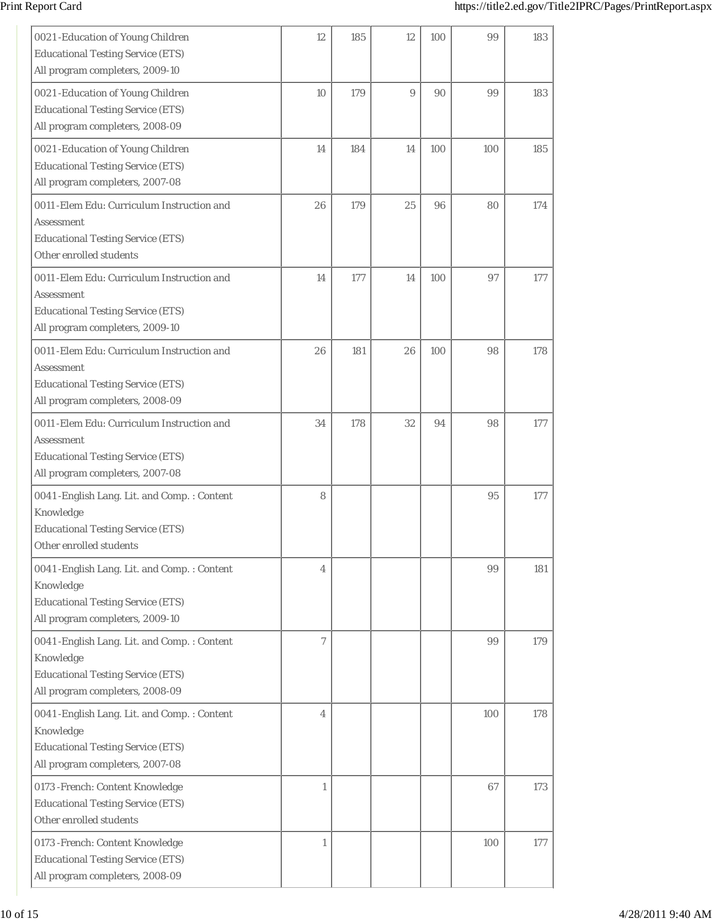| | | | | | | |
|---|---|---|---|---|---|---|
| 0021-Education of Young Children<br>Educational Testing Service (ETS)<br>All program completers, 2009-10 | 12 | 185 | 12 | 100 | 99 | 183 |
| 0021-Education of Young Children<br>Educational Testing Service (ETS)<br>All program completers, 2008-09 | 10 | 179 | 9 | 90 | 99 | 183 |
| 0021-Education of Young Children<br>Educational Testing Service (ETS)<br>All program completers, 2007-08 | 14 | 184 | 14 | 100 | 100 | 185 |
| 0011-Elem Edu: Curriculum Instruction and Assessment<br>Educational Testing Service (ETS)<br>Other enrolled students | 26 | 179 | 25 | 96 | 80 | 174 |
| 0011-Elem Edu: Curriculum Instruction and Assessment<br>Educational Testing Service (ETS)<br>All program completers, 2009-10 | 14 | 177 | 14 | 100 | 97 | 177 |
| 0011-Elem Edu: Curriculum Instruction and Assessment<br>Educational Testing Service (ETS)<br>All program completers, 2008-09 | 26 | 181 | 26 | 100 | 98 | 178 |
| 0011-Elem Edu: Curriculum Instruction and Assessment<br>Educational Testing Service (ETS)<br>All program completers, 2007-08 | 34 | 178 | 32 | 94 | 98 | 177 |
| 0041-English Lang. Lit. and Comp. : Content Knowledge<br>Educational Testing Service (ETS)<br>Other enrolled students | 8 | | | | 95 | 177 |
| 0041-English Lang. Lit. and Comp. : Content Knowledge<br>Educational Testing Service (ETS)<br>All program completers, 2009-10 | 4 | | | | 99 | 181 |
| 0041-English Lang. Lit. and Comp. : Content Knowledge<br>Educational Testing Service (ETS)<br>All program completers, 2008-09 | 7 | | | | 99 | 179 |
| 0041-English Lang. Lit. and Comp. : Content Knowledge<br>Educational Testing Service (ETS)<br>All program completers, 2007-08 | 4 | | | | 100 | 178 |
| 0173-French: Content Knowledge<br>Educational Testing Service (ETS)<br>Other enrolled students | 1 | | | | 67 | 173 |
| 0173-French: Content Knowledge<br>Educational Testing Service (ETS)<br>All program completers, 2008-09 | 1 | | | | 100 | 177 |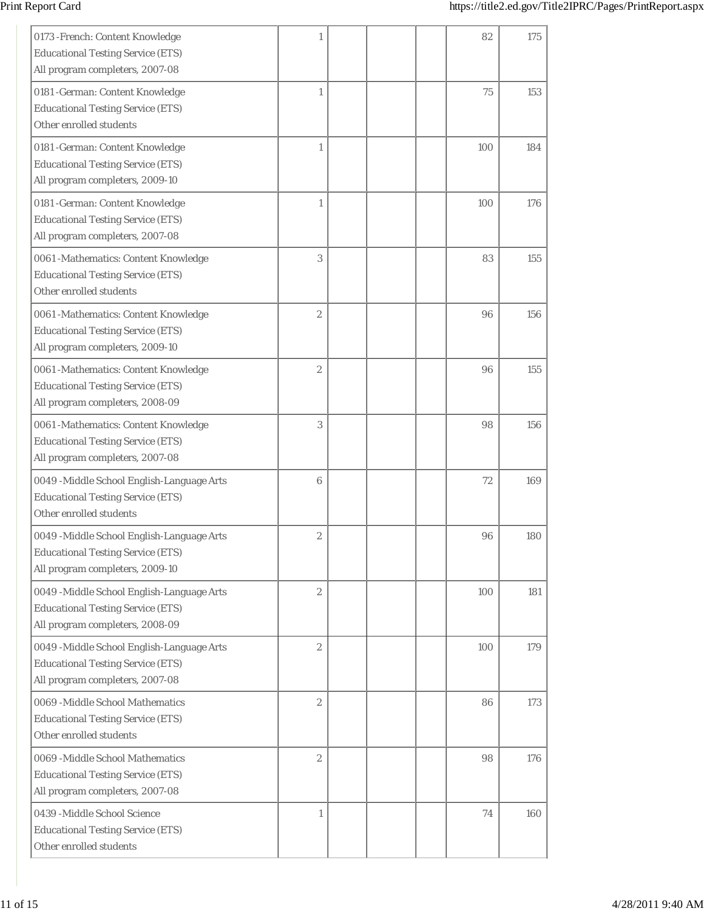| | | | | | | |
|---|---|---|---|---|---|---|
| 0173 -French: Content Knowledge<br>Educational Testing Service (ETS)<br>All program completers, 2007-08 | 1 | | | | 82 | 175 |
| 0181 -German: Content Knowledge<br>Educational Testing Service (ETS)<br>Other enrolled students | 1 | | | | 75 | 153 |
| 0181 -German: Content Knowledge<br>Educational Testing Service (ETS)<br>All program completers, 2009-10 | 1 | | | | 100 | 184 |
| 0181 -German: Content Knowledge<br>Educational Testing Service (ETS)<br>All program completers, 2007-08 | 1 | | | | 100 | 176 |
| 0061 -Mathematics: Content Knowledge<br>Educational Testing Service (ETS)<br>Other enrolled students | 3 | | | | 83 | 155 |
| 0061 -Mathematics: Content Knowledge<br>Educational Testing Service (ETS)<br>All program completers, 2009-10 | 2 | | | | 96 | 156 |
| 0061 -Mathematics: Content Knowledge<br>Educational Testing Service (ETS)<br>All program completers, 2008-09 | 2 | | | | 96 | 155 |
| 0061 -Mathematics: Content Knowledge<br>Educational Testing Service (ETS)<br>All program completers, 2007-08 | 3 | | | | 98 | 156 |
| 0049 -Middle School English-Language Arts<br>Educational Testing Service (ETS)<br>Other enrolled students | 6 | | | | 72 | 169 |
| 0049 -Middle School English-Language Arts<br>Educational Testing Service (ETS)<br>All program completers, 2009-10 | 2 | | | | 96 | 180 |
| 0049 -Middle School English-Language Arts<br>Educational Testing Service (ETS)<br>All program completers, 2008-09 | 2 | | | | 100 | 181 |
| 0049 -Middle School English-Language Arts<br>Educational Testing Service (ETS)<br>All program completers, 2007-08 | 2 | | | | 100 | 179 |
| 0069 -Middle School Mathematics<br>Educational Testing Service (ETS)<br>Other enrolled students | 2 | | | | 86 | 173 |
| 0069 -Middle School Mathematics<br>Educational Testing Service (ETS)<br>All program completers, 2007-08 | 2 | | | | 98 | 176 |
| 0439 -Middle School Science<br>Educational Testing Service (ETS)<br>Other enrolled students | 1 | | | | 74 | 160 |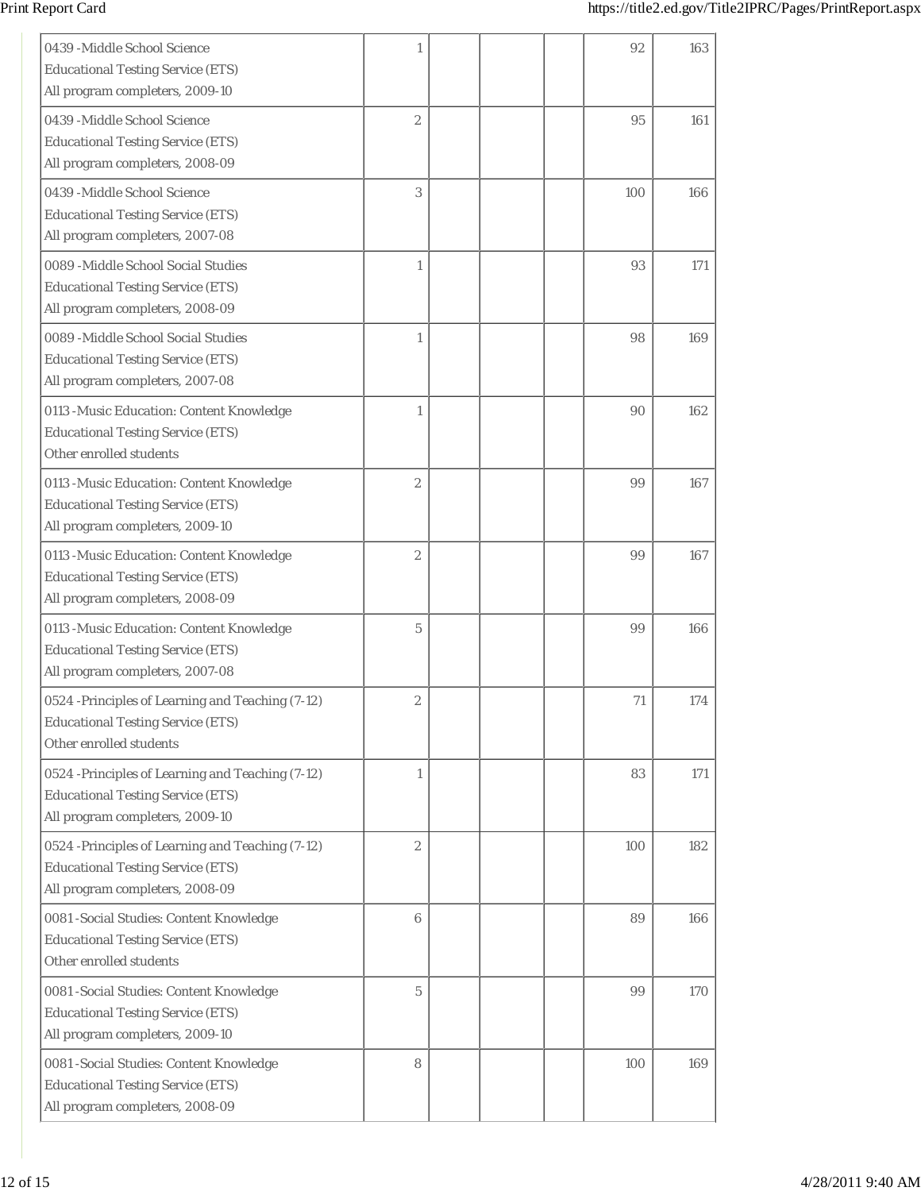| | | | | | | |
|---|---|---|---|---|---|---|
| 0439 -Middle School Science<br>Educational Testing Service (ETS)<br>All program completers, 2009-10 | 1 | | | | 92 | 163 |
| 0439 -Middle School Science<br>Educational Testing Service (ETS)<br>All program completers, 2008-09 | 2 | | | | 95 | 161 |
| 0439 -Middle School Science<br>Educational Testing Service (ETS)<br>All program completers, 2007-08 | 3 | | | | 100 | 166 |
| 0089 -Middle School Social Studies<br>Educational Testing Service (ETS)<br>All program completers, 2008-09 | 1 | | | | 93 | 171 |
| 0089 -Middle School Social Studies<br>Educational Testing Service (ETS)<br>All program completers, 2007-08 | 1 | | | | 98 | 169 |
| 0113 -Music Education: Content Knowledge<br>Educational Testing Service (ETS)<br>Other enrolled students | 1 | | | | 90 | 162 |
| 0113 -Music Education: Content Knowledge<br>Educational Testing Service (ETS)<br>All program completers, 2009-10 | 2 | | | | 99 | 167 |
| 0113 -Music Education: Content Knowledge<br>Educational Testing Service (ETS)<br>All program completers, 2008-09 | 2 | | | | 99 | 167 |
| 0113 -Music Education: Content Knowledge<br>Educational Testing Service (ETS)<br>All program completers, 2007-08 | 5 | | | | 99 | 166 |
| 0524 -Principles of Learning and Teaching (7-12)<br>Educational Testing Service (ETS)<br>Other enrolled students | 2 | | | | 71 | 174 |
| 0524 -Principles of Learning and Teaching (7-12)<br>Educational Testing Service (ETS)<br>All program completers, 2009-10 | 1 | | | | 83 | 171 |
| 0524 -Principles of Learning and Teaching (7-12)<br>Educational Testing Service (ETS)<br>All program completers, 2008-09 | 2 | | | | 100 | 182 |
| 0081 -Social Studies: Content Knowledge<br>Educational Testing Service (ETS)<br>Other enrolled students | 6 | | | | 89 | 166 |
| 0081 -Social Studies: Content Knowledge<br>Educational Testing Service (ETS)<br>All program completers, 2009-10 | 5 | | | | 99 | 170 |
| 0081 -Social Studies: Content Knowledge<br>Educational Testing Service (ETS)<br>All program completers, 2008-09 | 8 | | | | 100 | 169 |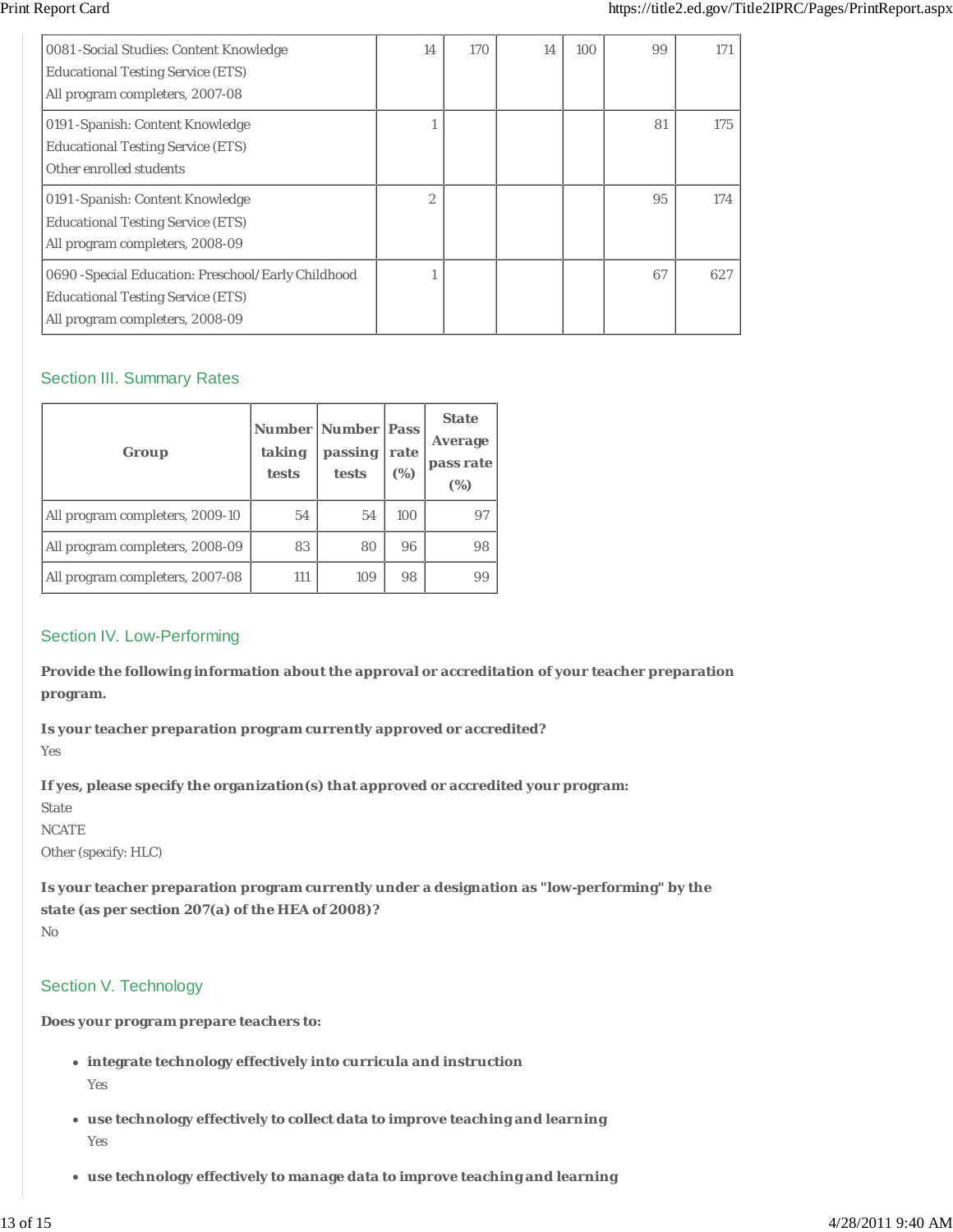| | | | | | | |
|---|---|---|---|---|---|---|
| 0081-Social Studies: Content Knowledge<br>Educational Testing Service (ETS)<br>All program completers, 2007-08 | 14 | 170 | 14 | 100 | 99 | 171 |
| 0191-Spanish: Content Knowledge<br>Educational Testing Service (ETS)<br>Other enrolled students | 1 | | | | 81 | 175 |
| 0191-Spanish: Content Knowledge<br>Educational Testing Service (ETS)<br>All program completers, 2008-09 | 2 | | | | 95 | 174 |
| 0690-Special Education: Preschool/Early Childhood<br>Educational Testing Service (ETS)<br>All program completers, 2008-09 | 1 | | | | 67 | 627 |

## Section III. Summary Rates

| Group | Number taking tests | Number passing tests | Pass rate (%) | State Average pass rate (%) |
|---|---|---|---|---|
| All program completers, 2009-10 | 54 | 54 | 100 | 97 |
| All program completers, 2008-09 | 83 | 80 | 96 | 98 |
| All program completers, 2007-08 | 111 | 109 | 98 | 99 |

## Section IV. Low-Performing

**Provide the following information about the approval or accreditation of your teacher preparation program.**

**Is your teacher preparation program currently approved or accredited?**
Yes

**If yes, please specify the organization(s) that approved or accredited your program:**
State
NCATE
Other (specify: HLC)

**Is your teacher preparation program currently under a designation as "low-performing" by the state (as per section 207(a) of the HEA of 2008)?**
No

## Section V. Technology

**Does your program prepare teachers to:**

- **integrate technology effectively into curricula and instruction**
  Yes
- **use technology effectively to collect data to improve teaching and learning**
  Yes
- **use technology effectively to manage data to improve teaching and learning**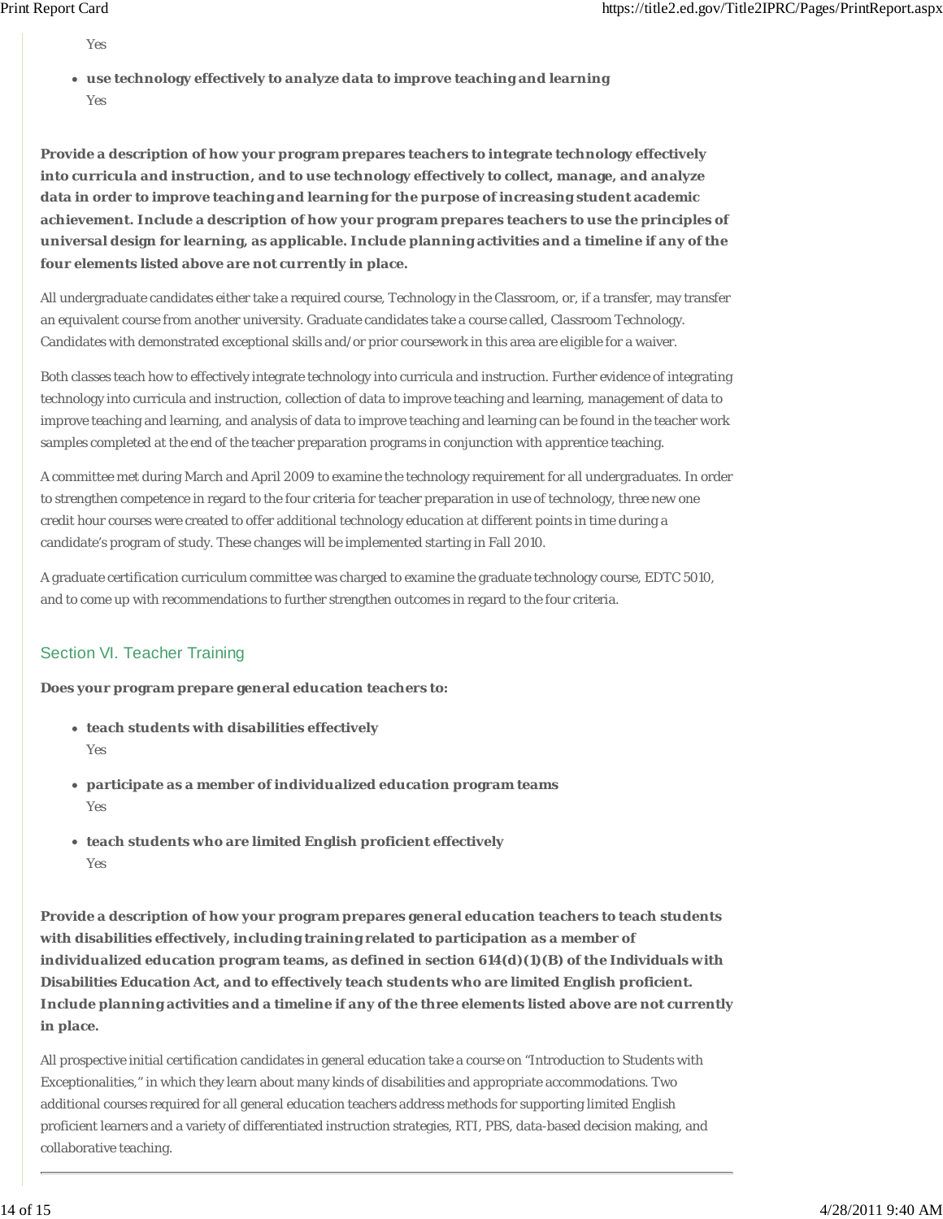Yes

- **use technology effectively to analyze data to improve teaching and learning**
  Yes

**Provide a description of how your program prepares teachers to integrate technology effectively into curricula and instruction, and to use technology effectively to collect, manage, and analyze data in order to improve teaching and learning for the purpose of increasing student academic achievement. Include a description of how your program prepares teachers to use the principles of universal design for learning, as applicable. Include planning activities and a timeline if any of the four elements listed above are not currently in place.**

All undergraduate candidates either take a required course, Technology in the Classroom, or, if a transfer, may transfer an equivalent course from another university. Graduate candidates take a course called, Classroom Technology. Candidates with demonstrated exceptional skills and/or prior coursework in this area are eligible for a waiver.

Both classes teach how to effectively integrate technology into curricula and instruction. Further evidence of integrating technology into curricula and instruction, collection of data to improve teaching and learning, management of data to improve teaching and learning, and analysis of data to improve teaching and learning can be found in the teacher work samples completed at the end of the teacher preparation programs in conjunction with apprentice teaching.

A committee met during March and April 2009 to examine the technology requirement for all undergraduates. In order to strengthen competence in regard to the four criteria for teacher preparation in use of technology, three new one credit hour courses were created to offer additional technology education at different points in time during a candidate's program of study. These changes will be implemented starting in Fall 2010.

A graduate certification curriculum committee was charged to examine the graduate technology course, EDTC 5010, and to come up with recommendations to further strengthen outcomes in regard to the four criteria.

## Section VI. Teacher Training

**Does your program prepare general education teachers to:**

- **teach students with disabilities effectively**
  Yes
- **participate as a member of individualized education program teams**
  Yes
- **teach students who are limited English proficient effectively**
  Yes

**Provide a description of how your program prepares general education teachers to teach students with disabilities effectively, including training related to participation as a member of individualized education program teams, as defined in section 614(d)(1)(B) of the Individuals with Disabilities Education Act, and to effectively teach students who are limited English proficient. Include planning activities and a timeline if any of the three elements listed above are not currently in place.**

All prospective initial certification candidates in general education take a course on "Introduction to Students with Exceptionalities," in which they learn about many kinds of disabilities and appropriate accommodations. Two additional courses required for all general education teachers address methods for supporting limited English proficient learners and a variety of differentiated instruction strategies, RTI, PBS, data-based decision making, and collaborative teaching.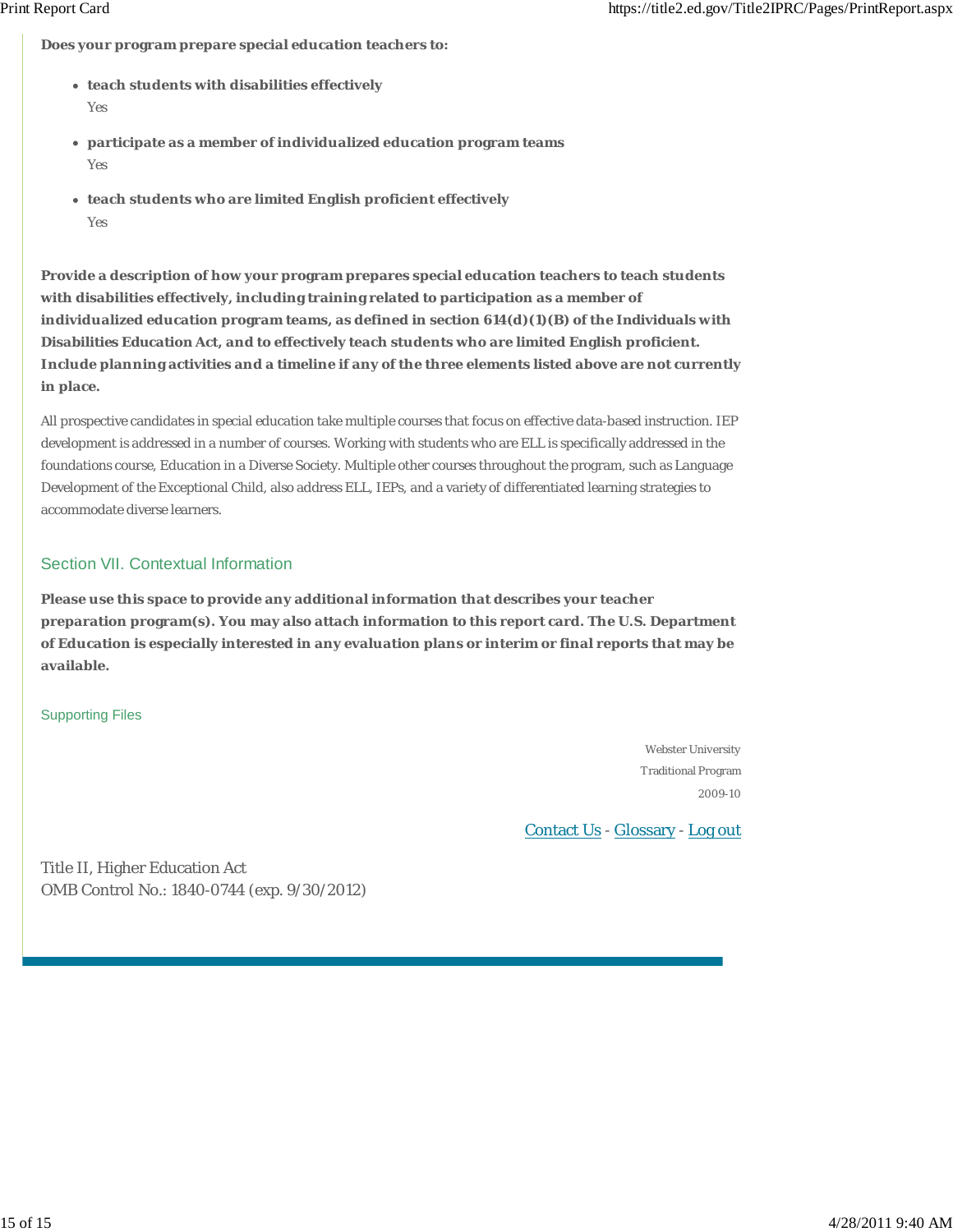**Does your program prepare special education teachers to:**

- **teach students with disabilities effectively**
  Yes
- **participate as a member of individualized education program teams**
  Yes
- **teach students who are limited English proficient effectively**
  Yes

**Provide a description of how your program prepares special education teachers to teach students with disabilities effectively, including training related to participation as a member of individualized education program teams, as defined in section 614(d)(1)(B) of the Individuals with Disabilities Education Act, and to effectively teach students who are limited English proficient. Include planning activities and a timeline if any of the three elements listed above are not currently in place.**

All prospective candidates in special education take multiple courses that focus on effective data-based instruction. IEP development is addressed in a number of courses. Working with students who are ELL is specifically addressed in the foundations course, Education in a Diverse Society. Multiple other courses throughout the program, such as Language Development of the Exceptional Child, also address ELL, IEPs, and a variety of differentiated learning strategies to accommodate diverse learners.

## Section VII. Contextual Information

**Please use this space to provide any additional information that describes your teacher preparation program(s). You may also attach information to this report card. The U.S. Department of Education is especially interested in any evaluation plans or interim or final reports that may be available.**

Supporting Files

Webster University
Traditional Program
2009-10

Contact Us - Glossary - Log out

Title II, Higher Education Act
OMB Control No.: 1840-0744 (exp. 9/30/2012)